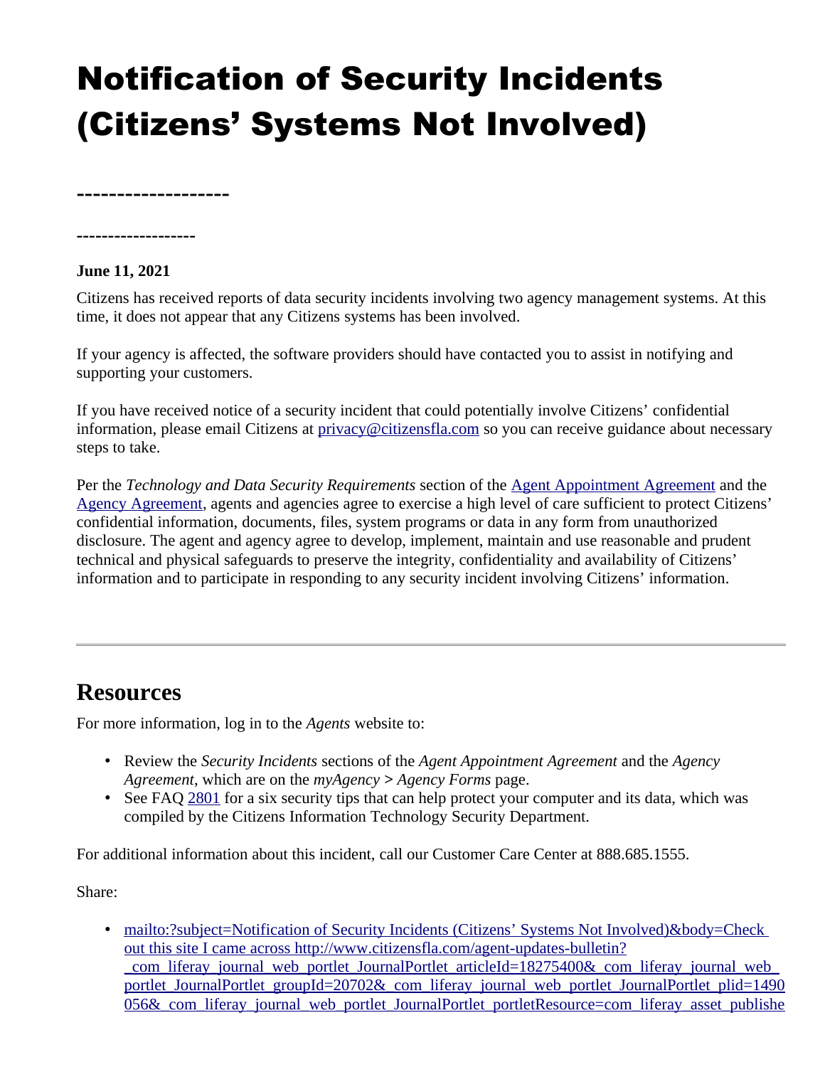# Notification of Security Incidents (Citizens' Systems Not Involved)

-------------------

-------------------

**June 11, 2021**

Citizens has received reports of data security incidents involving two agency management systems. At this time, it does not appear that any Citizens systems has been involved.

If your agency is affected, the software providers should have contacted you to assist in notifying and supporting your customers.

If you have received notice of a security incident that could potentially involve Citizens' confidential information, please email Citizens at privacy@citizensfla.com so you can receive guidance about necessary steps to take.

Per the *Technology and Data Security Requirements* section of the Agent Appointment Agreement and the Agency Agreement, agents and agencies agree to exercise a high level of care sufficient to protect Citizens' confidential information, documents, files, system programs or data in any form from unauthorized disclosure. The agent and agency agree to develop, implement, maintain and use reasonable and prudent technical and physical safeguards to preserve the integrity, confidentiality and availability of Citizens' information and to participate in responding to any security incident involving Citizens' information.

---

## Resources

For more information, log in to the *Agents* website to:

- Review the *Security Incidents* sections of the *Agent Appointment Agreement* and the *Agency Agreement*, which are on the *myAgency > Agency Forms* page.
- See FAQ 2801 for a six security tips that can help protect your computer and its data, which was compiled by the Citizens Information Technology Security Department.

For additional information about this incident, call our Customer Care Center at 888.685.1555.

Share:

- mailto:?subject=Notification of Security Incidents (Citizens' Systems Not Involved)&body=Check out this site I came across http://www.citizensfla.com/agent-updates-bulletin?_com_liferay_journal_web_portlet_JournalPortlet_articleId=18275400&_com_liferay_journal_web_portlet_JournalPortlet_groupId=20702&_com_liferay_journal_web_portlet_JournalPortlet_plid=1490056&_com_liferay_journal_web_portlet_JournalPortlet_portletResource=com_liferay_asset_publishe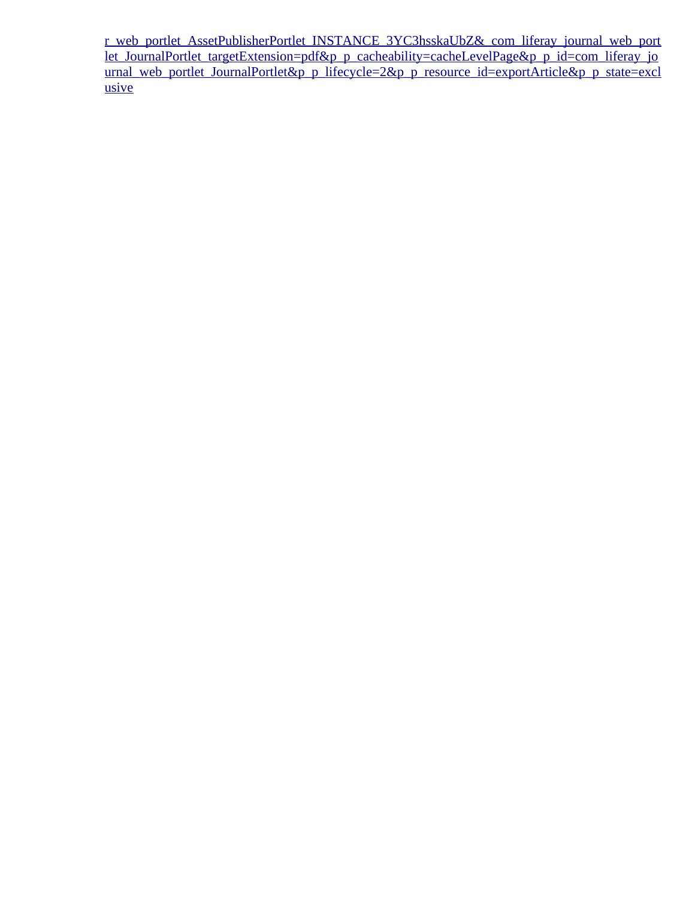r_web_portlet_AssetPublisherPortlet_INSTANCE_3YC3hsskaUbZ&_com_liferay_journal_web_portlet_JournalPortlet_targetExtension=pdf&p_p_cacheability=cacheLevelPage&p_p_id=com_liferay_journal_web_portlet_JournalPortlet&p_p_lifecycle=2&p_p_resource_id=exportArticle&p_p_state=exclusive